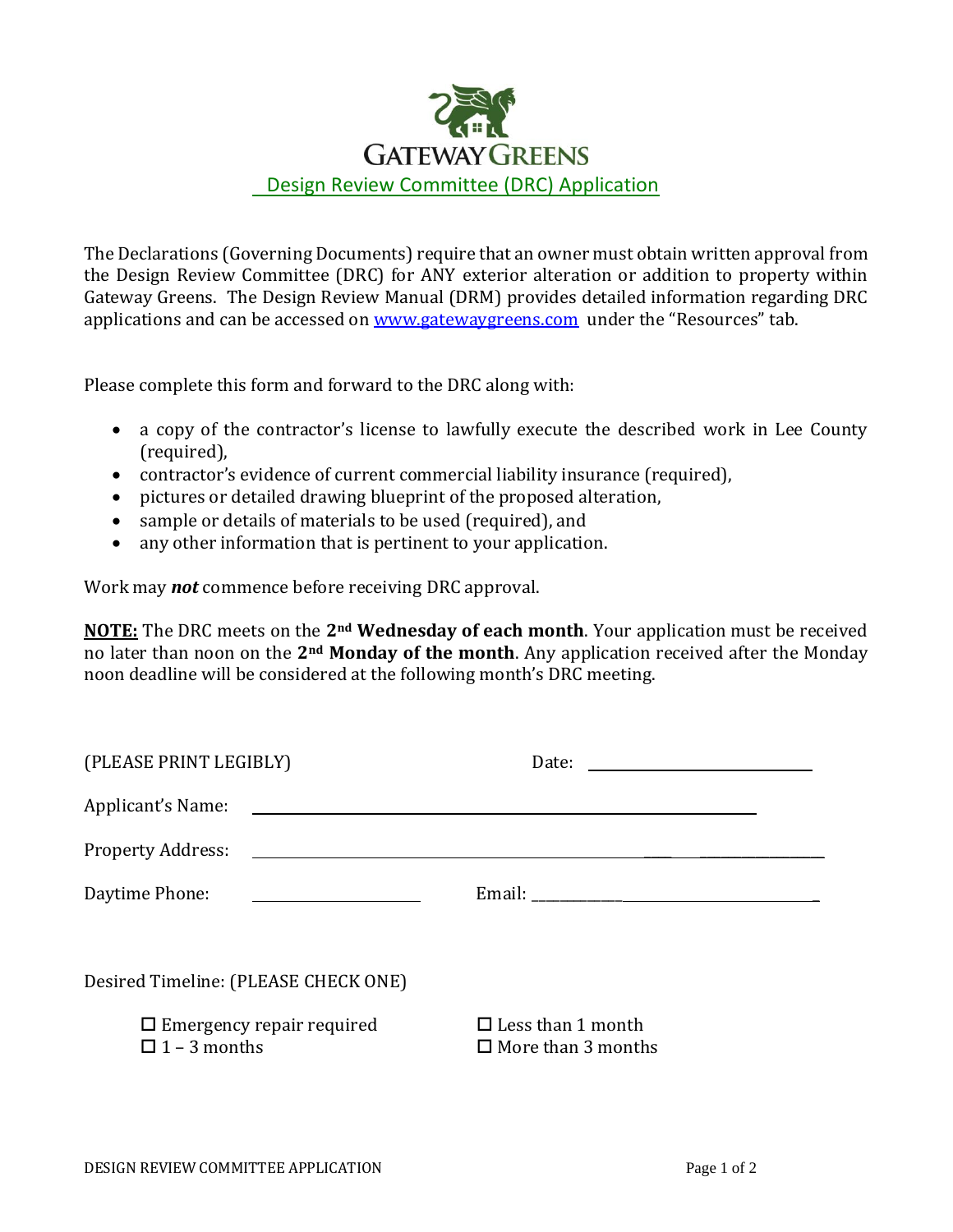# GATEWAY GREENS

## Design Review Committee (DRC) Application

The Declarations (Governing Documents) require that an owner must obtain written approval from the Design Review Committee (DRC) for ANY exterior alteration or addition to property within Gateway Greens. The Design Review Manual (DRM) provides detailed information regarding DRC applications and can be accessed on www.gatewaygreens.com under the "Resources" tab.

Please complete this form and forward to the DRC along with:

- a copy of the contractor's license to lawfully execute the described work in Lee County (required),
- contractor's evidence of current commercial liability insurance (required),
- pictures or detailed drawing blueprint of the proposed alteration,
- sample or details of materials to be used (required), and
- any other information that is pertinent to your application.

Work may ***not*** commence before receiving DRC approval.

**NOTE:** The DRC meets on the **2nd Wednesday of each month**. Your application must be received no later than noon on the **2nd Monday of the month**. Any application received after the Monday noon deadline will be considered at the following month's DRC meeting.

(PLEASE PRINT LEGIBLY) Date: ______________________

Applicant's Name: ________________________________________________

Property Address: ________________________________________________

Daytime Phone: ________________ Email: ______________________________

Desired Timeline: (PLEASE CHECK ONE)

☐ Emergency repair required ☐ Less than 1 month
☐ 1 – 3 months ☐ More than 3 months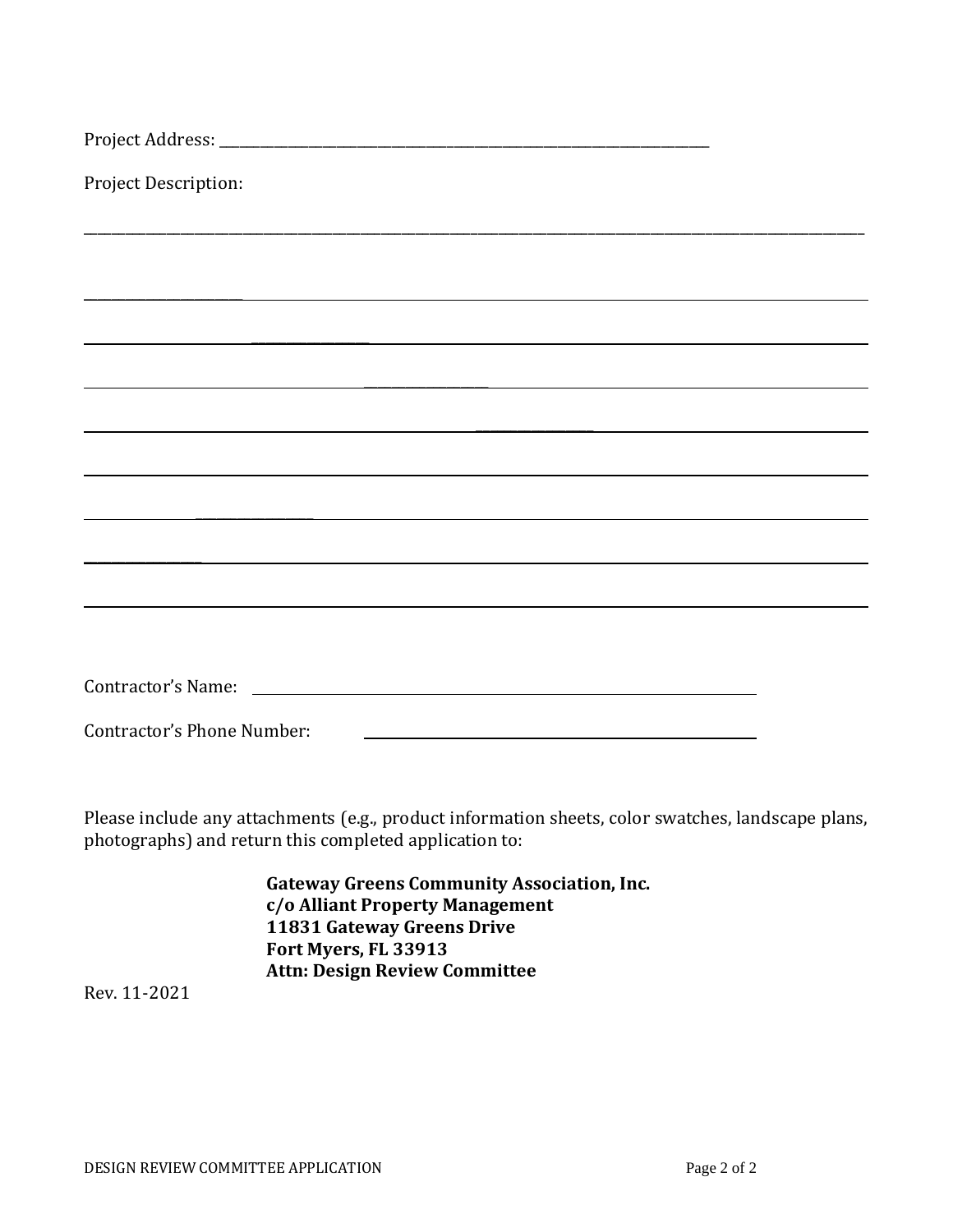Project Address: ___________________________________________________________________

Project Description:

________________________________________________________________________________________

________________________________________________________________________________________

________________________________________________________________________________________

________________________________________________________________________________________

________________________________________________________________________________________

________________________________________________________________________________________

________________________________________________________________________________________

________________________________________________________________________________________

________________________________________________________________________________________

Contractor's Name: ______________________________________________________

Contractor's Phone Number: ________________________________________

Please include any attachments (e.g., product information sheets, color swatches, landscape plans, photographs) and return this completed application to:

**Gateway Greens Community Association, Inc.**
**c/o Alliant Property Management**
**11831 Gateway Greens Drive**
**Fort Myers, FL 33913**
**Attn: Design Review Committee**

Rev. 11-2021